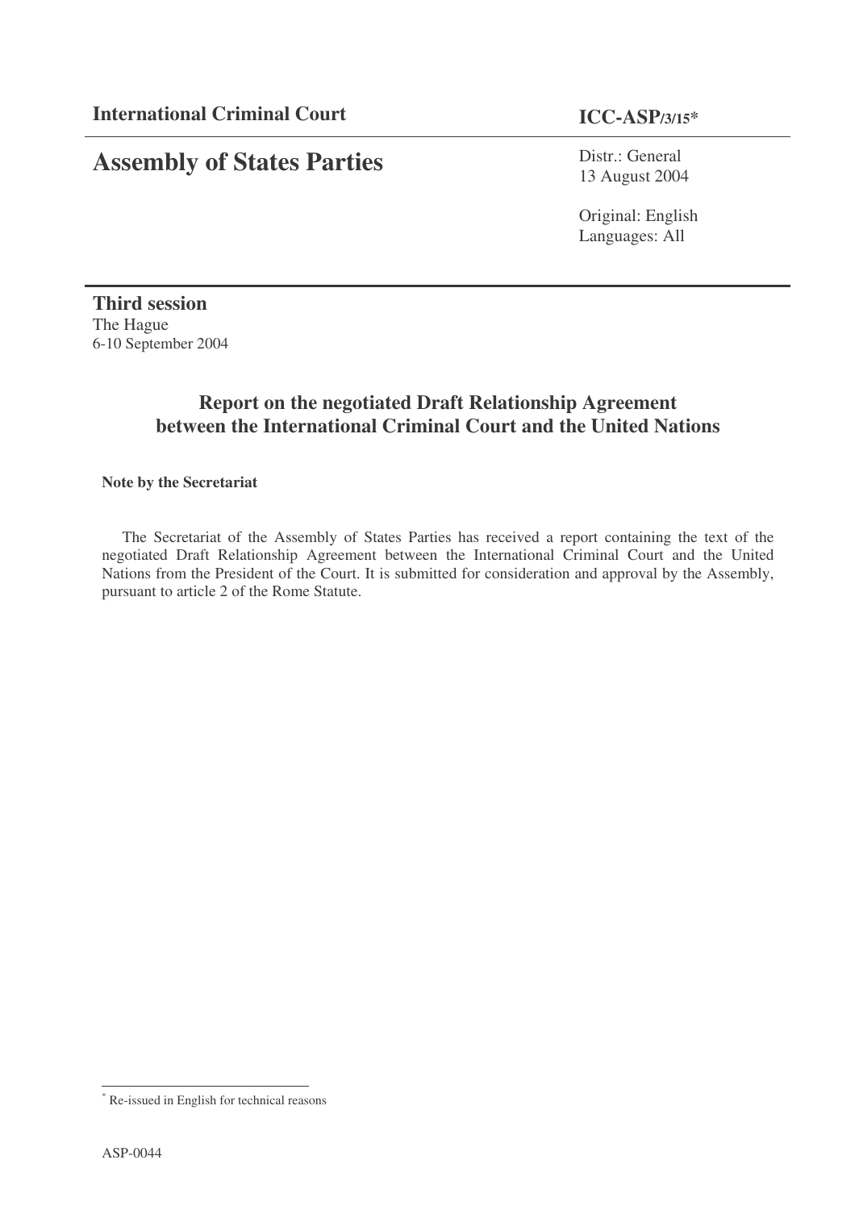**International Criminal Court**

**ICC-ASP/3/15***

# Assembly of States Parties

Distr.: General
13 August 2004

Original: English
Languages: All

**Third session**
The Hague
6-10 September 2004

## Report on the negotiated Draft Relationship Agreement between the International Criminal Court and the United Nations

**Note by the Secretariat**

The Secretariat of the Assembly of States Parties has received a report containing the text of the negotiated Draft Relationship Agreement between the International Criminal Court and the United Nations from the President of the Court. It is submitted for consideration and approval by the Assembly, pursuant to article 2 of the Rome Statute.

---

* Re-issued in English for technical reasons

ASP-0044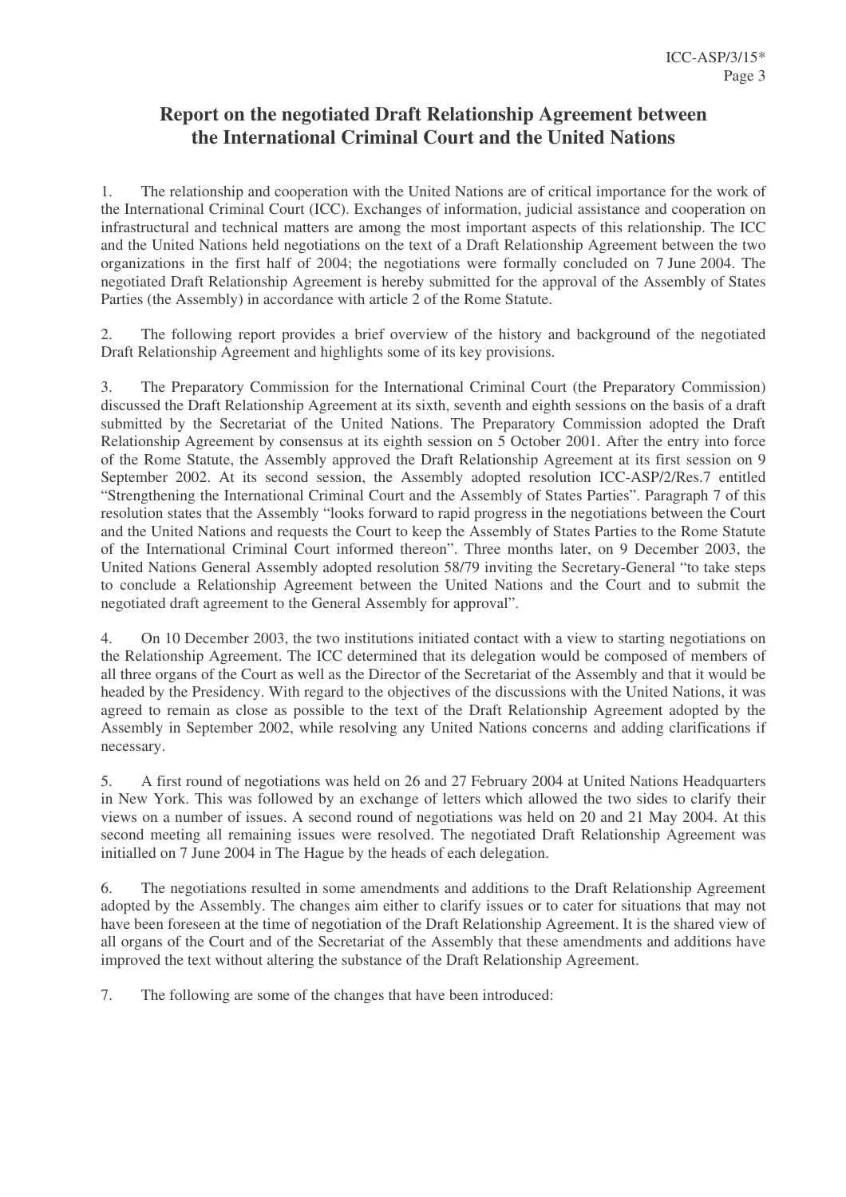# Report on the negotiated Draft Relationship Agreement between the International Criminal Court and the United Nations

1. The relationship and cooperation with the United Nations are of critical importance for the work of the International Criminal Court (ICC). Exchanges of information, judicial assistance and cooperation on infrastructural and technical matters are among the most important aspects of this relationship. The ICC and the United Nations held negotiations on the text of a Draft Relationship Agreement between the two organizations in the first half of 2004; the negotiations were formally concluded on 7 June 2004. The negotiated Draft Relationship Agreement is hereby submitted for the approval of the Assembly of States Parties (the Assembly) in accordance with article 2 of the Rome Statute.

2. The following report provides a brief overview of the history and background of the negotiated Draft Relationship Agreement and highlights some of its key provisions.

3. The Preparatory Commission for the International Criminal Court (the Preparatory Commission) discussed the Draft Relationship Agreement at its sixth, seventh and eighth sessions on the basis of a draft submitted by the Secretariat of the United Nations. The Preparatory Commission adopted the Draft Relationship Agreement by consensus at its eighth session on 5 October 2001. After the entry into force of the Rome Statute, the Assembly approved the Draft Relationship Agreement at its first session on 9 September 2002. At its second session, the Assembly adopted resolution ICC-ASP/2/Res.7 entitled "Strengthening the International Criminal Court and the Assembly of States Parties". Paragraph 7 of this resolution states that the Assembly "looks forward to rapid progress in the negotiations between the Court and the United Nations and requests the Court to keep the Assembly of States Parties to the Rome Statute of the International Criminal Court informed thereon". Three months later, on 9 December 2003, the United Nations General Assembly adopted resolution 58/79 inviting the Secretary-General "to take steps to conclude a Relationship Agreement between the United Nations and the Court and to submit the negotiated draft agreement to the General Assembly for approval".

4. On 10 December 2003, the two institutions initiated contact with a view to starting negotiations on the Relationship Agreement. The ICC determined that its delegation would be composed of members of all three organs of the Court as well as the Director of the Secretariat of the Assembly and that it would be headed by the Presidency. With regard to the objectives of the discussions with the United Nations, it was agreed to remain as close as possible to the text of the Draft Relationship Agreement adopted by the Assembly in September 2002, while resolving any United Nations concerns and adding clarifications if necessary.

5. A first round of negotiations was held on 26 and 27 February 2004 at United Nations Headquarters in New York. This was followed by an exchange of letters which allowed the two sides to clarify their views on a number of issues. A second round of negotiations was held on 20 and 21 May 2004. At this second meeting all remaining issues were resolved. The negotiated Draft Relationship Agreement was initialled on 7 June 2004 in The Hague by the heads of each delegation.

6. The negotiations resulted in some amendments and additions to the Draft Relationship Agreement adopted by the Assembly. The changes aim either to clarify issues or to cater for situations that may not have been foreseen at the time of negotiation of the Draft Relationship Agreement. It is the shared view of all organs of the Court and of the Secretariat of the Assembly that these amendments and additions have improved the text without altering the substance of the Draft Relationship Agreement.

7. The following are some of the changes that have been introduced: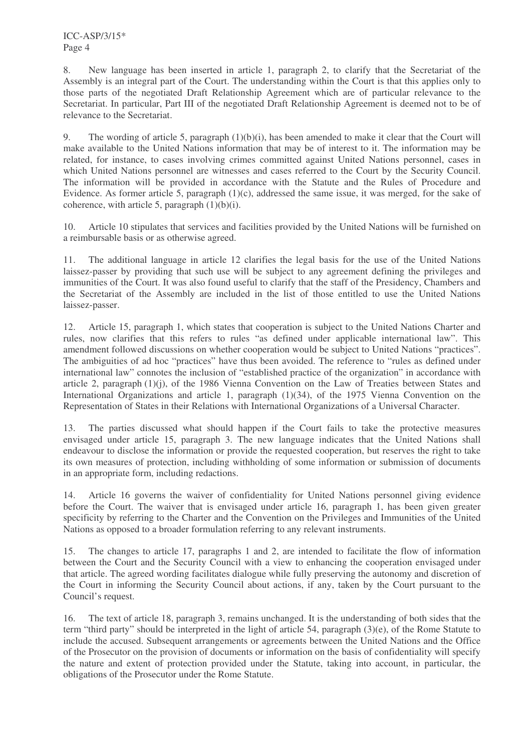8. New language has been inserted in article 1, paragraph 2, to clarify that the Secretariat of the Assembly is an integral part of the Court. The understanding within the Court is that this applies only to those parts of the negotiated Draft Relationship Agreement which are of particular relevance to the Secretariat. In particular, Part III of the negotiated Draft Relationship Agreement is deemed not to be of relevance to the Secretariat.

9. The wording of article 5, paragraph (1)(b)(i), has been amended to make it clear that the Court will make available to the United Nations information that may be of interest to it. The information may be related, for instance, to cases involving crimes committed against United Nations personnel, cases in which United Nations personnel are witnesses and cases referred to the Court by the Security Council. The information will be provided in accordance with the Statute and the Rules of Procedure and Evidence. As former article 5, paragraph (1)(c), addressed the same issue, it was merged, for the sake of coherence, with article 5, paragraph (1)(b)(i).

10. Article 10 stipulates that services and facilities provided by the United Nations will be furnished on a reimbursable basis or as otherwise agreed.

11. The additional language in article 12 clarifies the legal basis for the use of the United Nations laissez-passer by providing that such use will be subject to any agreement defining the privileges and immunities of the Court. It was also found useful to clarify that the staff of the Presidency, Chambers and the Secretariat of the Assembly are included in the list of those entitled to use the United Nations laissez-passer.

12. Article 15, paragraph 1, which states that cooperation is subject to the United Nations Charter and rules, now clarifies that this refers to rules "as defined under applicable international law". This amendment followed discussions on whether cooperation would be subject to United Nations "practices". The ambiguities of ad hoc "practices" have thus been avoided. The reference to "rules as defined under international law" connotes the inclusion of "established practice of the organization" in accordance with article 2, paragraph (1)(j), of the 1986 Vienna Convention on the Law of Treaties between States and International Organizations and article 1, paragraph (1)(34), of the 1975 Vienna Convention on the Representation of States in their Relations with International Organizations of a Universal Character.

13. The parties discussed what should happen if the Court fails to take the protective measures envisaged under article 15, paragraph 3. The new language indicates that the United Nations shall endeavour to disclose the information or provide the requested cooperation, but reserves the right to take its own measures of protection, including withholding of some information or submission of documents in an appropriate form, including redactions.

14. Article 16 governs the waiver of confidentiality for United Nations personnel giving evidence before the Court. The waiver that is envisaged under article 16, paragraph 1, has been given greater specificity by referring to the Charter and the Convention on the Privileges and Immunities of the United Nations as opposed to a broader formulation referring to any relevant instruments.

15. The changes to article 17, paragraphs 1 and 2, are intended to facilitate the flow of information between the Court and the Security Council with a view to enhancing the cooperation envisaged under that article. The agreed wording facilitates dialogue while fully preserving the autonomy and discretion of the Court in informing the Security Council about actions, if any, taken by the Court pursuant to the Council's request.

16. The text of article 18, paragraph 3, remains unchanged. It is the understanding of both sides that the term "third party" should be interpreted in the light of article 54, paragraph (3)(e), of the Rome Statute to include the accused. Subsequent arrangements or agreements between the United Nations and the Office of the Prosecutor on the provision of documents or information on the basis of confidentiality will specify the nature and extent of protection provided under the Statute, taking into account, in particular, the obligations of the Prosecutor under the Rome Statute.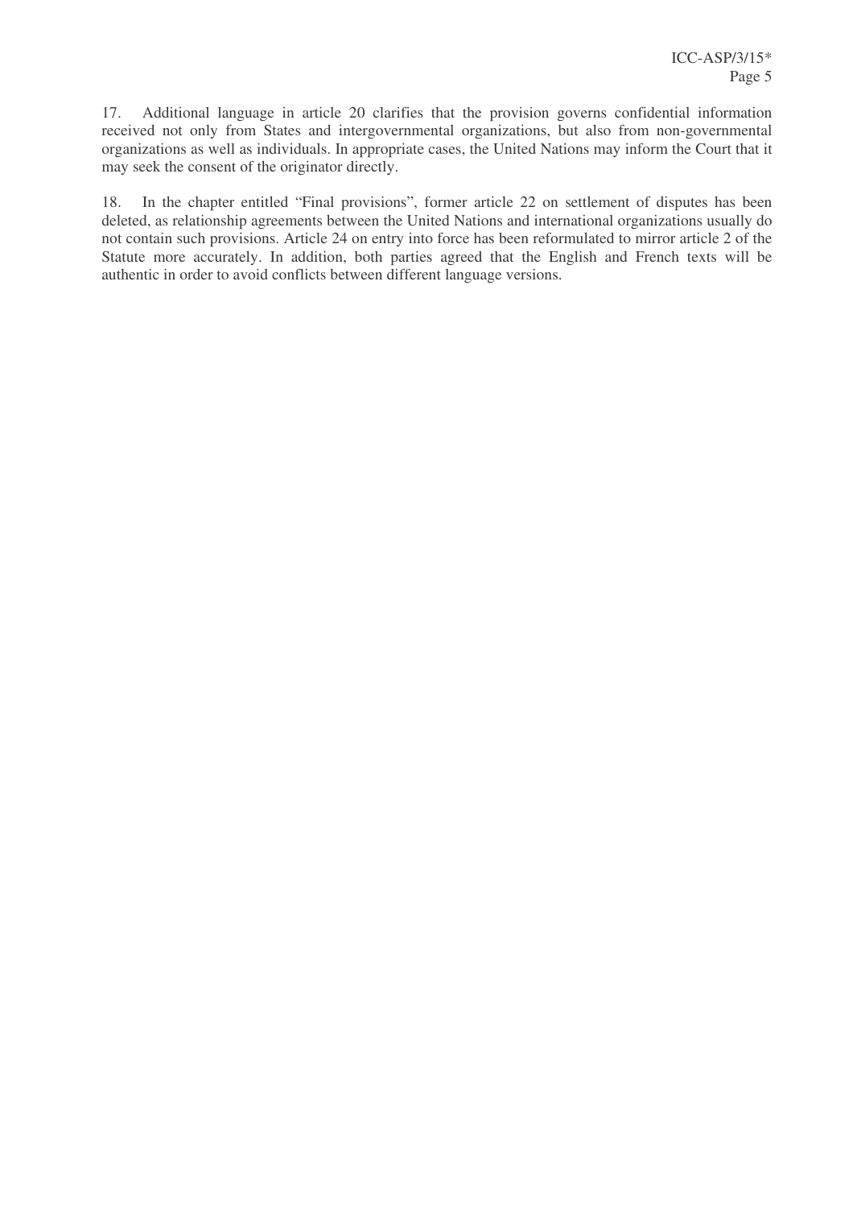17. Additional language in article 20 clarifies that the provision governs confidential information received not only from States and intergovernmental organizations, but also from non-governmental organizations as well as individuals. In appropriate cases, the United Nations may inform the Court that it may seek the consent of the originator directly.

18. In the chapter entitled "Final provisions", former article 22 on settlement of disputes has been deleted, as relationship agreements between the United Nations and international organizations usually do not contain such provisions. Article 24 on entry into force has been reformulated to mirror article 2 of the Statute more accurately. In addition, both parties agreed that the English and French texts will be authentic in order to avoid conflicts between different language versions.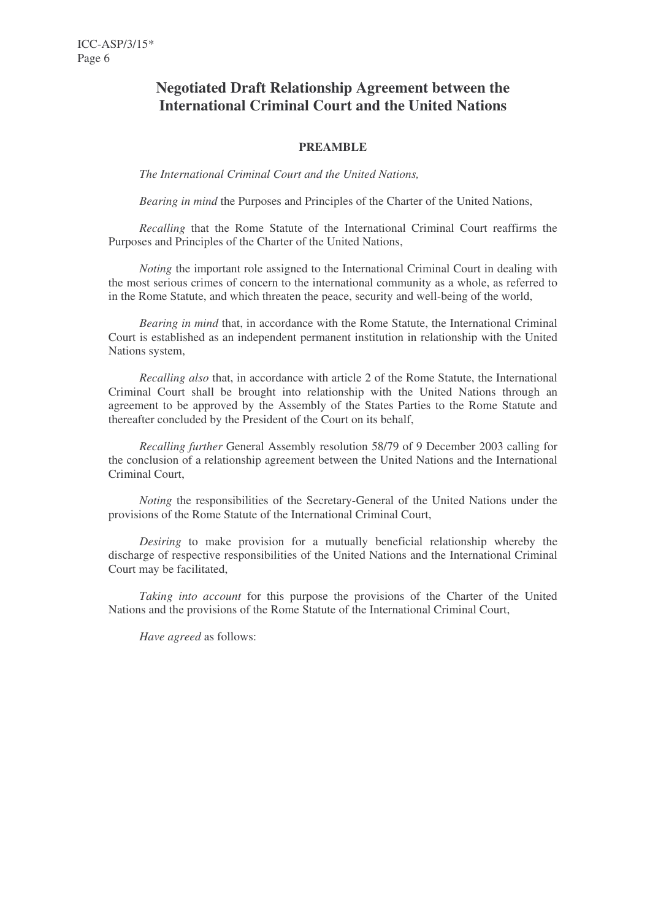# Negotiated Draft Relationship Agreement between the International Criminal Court and the United Nations

## PREAMBLE

*The International Criminal Court and the United Nations,*

*Bearing in mind* the Purposes and Principles of the Charter of the United Nations,

*Recalling* that the Rome Statute of the International Criminal Court reaffirms the Purposes and Principles of the Charter of the United Nations,

*Noting* the important role assigned to the International Criminal Court in dealing with the most serious crimes of concern to the international community as a whole, as referred to in the Rome Statute, and which threaten the peace, security and well-being of the world,

*Bearing in mind* that, in accordance with the Rome Statute, the International Criminal Court is established as an independent permanent institution in relationship with the United Nations system,

*Recalling also* that, in accordance with article 2 of the Rome Statute, the International Criminal Court shall be brought into relationship with the United Nations through an agreement to be approved by the Assembly of the States Parties to the Rome Statute and thereafter concluded by the President of the Court on its behalf,

*Recalling further* General Assembly resolution 58/79 of 9 December 2003 calling for the conclusion of a relationship agreement between the United Nations and the International Criminal Court,

*Noting* the responsibilities of the Secretary-General of the United Nations under the provisions of the Rome Statute of the International Criminal Court,

*Desiring* to make provision for a mutually beneficial relationship whereby the discharge of respective responsibilities of the United Nations and the International Criminal Court may be facilitated,

*Taking into account* for this purpose the provisions of the Charter of the United Nations and the provisions of the Rome Statute of the International Criminal Court,

*Have agreed* as follows: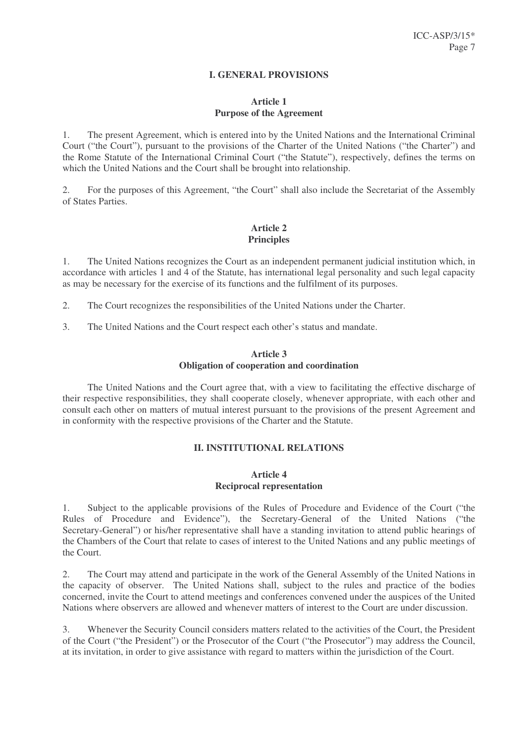## I. GENERAL PROVISIONS

### Article 1
### Purpose of the Agreement

1. The present Agreement, which is entered into by the United Nations and the International Criminal Court ("the Court"), pursuant to the provisions of the Charter of the United Nations ("the Charter") and the Rome Statute of the International Criminal Court ("the Statute"), respectively, defines the terms on which the United Nations and the Court shall be brought into relationship.

2. For the purposes of this Agreement, "the Court" shall also include the Secretariat of the Assembly of States Parties.

### Article 2
### Principles

1. The United Nations recognizes the Court as an independent permanent judicial institution which, in accordance with articles 1 and 4 of the Statute, has international legal personality and such legal capacity as may be necessary for the exercise of its functions and the fulfilment of its purposes.

2. The Court recognizes the responsibilities of the United Nations under the Charter.

3. The United Nations and the Court respect each other's status and mandate.

### Article 3
### Obligation of cooperation and coordination

The United Nations and the Court agree that, with a view to facilitating the effective discharge of their respective responsibilities, they shall cooperate closely, whenever appropriate, with each other and consult each other on matters of mutual interest pursuant to the provisions of the present Agreement and in conformity with the respective provisions of the Charter and the Statute.

## II. INSTITUTIONAL RELATIONS

### Article 4
### Reciprocal representation

1. Subject to the applicable provisions of the Rules of Procedure and Evidence of the Court ("the Rules of Procedure and Evidence"), the Secretary-General of the United Nations ("the Secretary-General") or his/her representative shall have a standing invitation to attend public hearings of the Chambers of the Court that relate to cases of interest to the United Nations and any public meetings of the Court.

2. The Court may attend and participate in the work of the General Assembly of the United Nations in the capacity of observer. The United Nations shall, subject to the rules and practice of the bodies concerned, invite the Court to attend meetings and conferences convened under the auspices of the United Nations where observers are allowed and whenever matters of interest to the Court are under discussion.

3. Whenever the Security Council considers matters related to the activities of the Court, the President of the Court ("the President") or the Prosecutor of the Court ("the Prosecutor") may address the Council, at its invitation, in order to give assistance with regard to matters within the jurisdiction of the Court.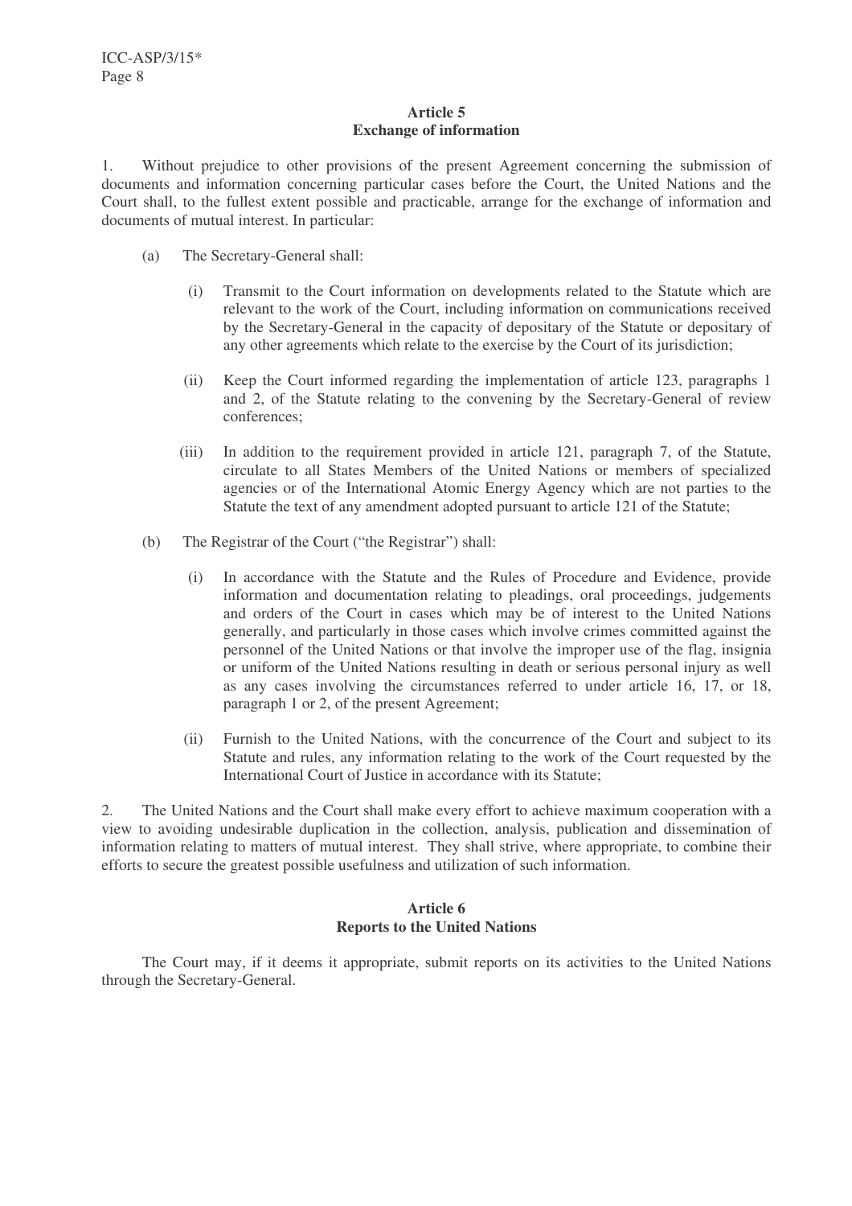**Article 5**
**Exchange of information**

1. Without prejudice to other provisions of the present Agreement concerning the submission of documents and information concerning particular cases before the Court, the United Nations and the Court shall, to the fullest extent possible and practicable, arrange for the exchange of information and documents of mutual interest. In particular:

(a) The Secretary-General shall:

(i) Transmit to the Court information on developments related to the Statute which are relevant to the work of the Court, including information on communications received by the Secretary-General in the capacity of depositary of the Statute or depositary of any other agreements which relate to the exercise by the Court of its jurisdiction;

(ii) Keep the Court informed regarding the implementation of article 123, paragraphs 1 and 2, of the Statute relating to the convening by the Secretary-General of review conferences;

(iii) In addition to the requirement provided in article 121, paragraph 7, of the Statute, circulate to all States Members of the United Nations or members of specialized agencies or of the International Atomic Energy Agency which are not parties to the Statute the text of any amendment adopted pursuant to article 121 of the Statute;

(b) The Registrar of the Court ("the Registrar") shall:

(i) In accordance with the Statute and the Rules of Procedure and Evidence, provide information and documentation relating to pleadings, oral proceedings, judgements and orders of the Court in cases which may be of interest to the United Nations generally, and particularly in those cases which involve crimes committed against the personnel of the United Nations or that involve the improper use of the flag, insignia or uniform of the United Nations resulting in death or serious personal injury as well as any cases involving the circumstances referred to under article 16, 17, or 18, paragraph 1 or 2, of the present Agreement;

(ii) Furnish to the United Nations, with the concurrence of the Court and subject to its Statute and rules, any information relating to the work of the Court requested by the International Court of Justice in accordance with its Statute;

2. The United Nations and the Court shall make every effort to achieve maximum cooperation with a view to avoiding undesirable duplication in the collection, analysis, publication and dissemination of information relating to matters of mutual interest. They shall strive, where appropriate, to combine their efforts to secure the greatest possible usefulness and utilization of such information.

**Article 6**
**Reports to the United Nations**

The Court may, if it deems it appropriate, submit reports on its activities to the United Nations through the Secretary-General.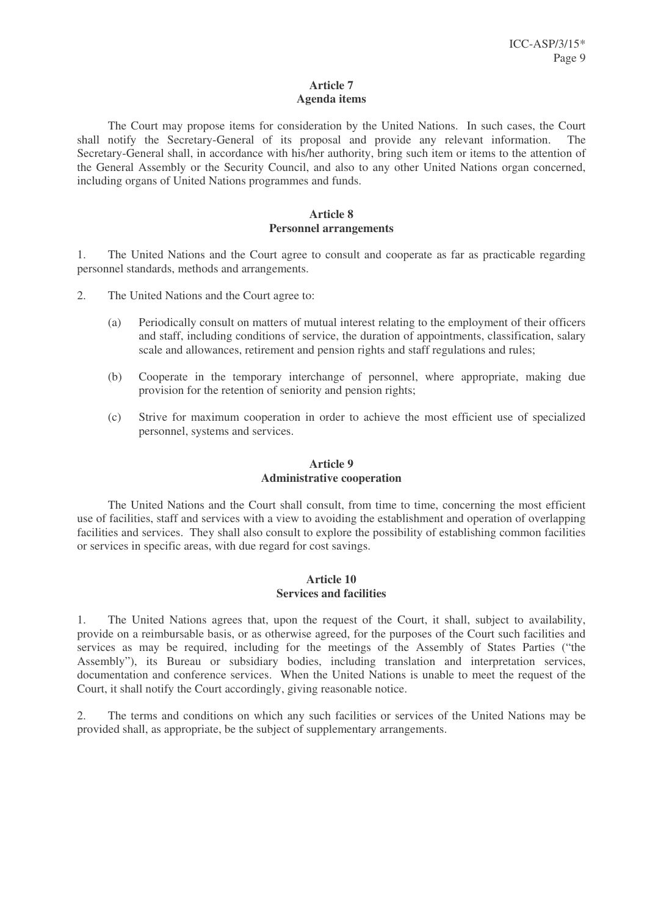### Article 7
### Agenda items

The Court may propose items for consideration by the United Nations. In such cases, the Court shall notify the Secretary-General of its proposal and provide any relevant information. The Secretary-General shall, in accordance with his/her authority, bring such item or items to the attention of the General Assembly or the Security Council, and also to any other United Nations organ concerned, including organs of United Nations programmes and funds.

### Article 8
### Personnel arrangements

1. The United Nations and the Court agree to consult and cooperate as far as practicable regarding personnel standards, methods and arrangements.

2. The United Nations and the Court agree to:

   (a) Periodically consult on matters of mutual interest relating to the employment of their officers and staff, including conditions of service, the duration of appointments, classification, salary scale and allowances, retirement and pension rights and staff regulations and rules;

   (b) Cooperate in the temporary interchange of personnel, where appropriate, making due provision for the retention of seniority and pension rights;

   (c) Strive for maximum cooperation in order to achieve the most efficient use of specialized personnel, systems and services.

### Article 9
### Administrative cooperation

The United Nations and the Court shall consult, from time to time, concerning the most efficient use of facilities, staff and services with a view to avoiding the establishment and operation of overlapping facilities and services. They shall also consult to explore the possibility of establishing common facilities or services in specific areas, with due regard for cost savings.

### Article 10
### Services and facilities

1. The United Nations agrees that, upon the request of the Court, it shall, subject to availability, provide on a reimbursable basis, or as otherwise agreed, for the purposes of the Court such facilities and services as may be required, including for the meetings of the Assembly of States Parties ("the Assembly"), its Bureau or subsidiary bodies, including translation and interpretation services, documentation and conference services. When the United Nations is unable to meet the request of the Court, it shall notify the Court accordingly, giving reasonable notice.

2. The terms and conditions on which any such facilities or services of the United Nations may be provided shall, as appropriate, be the subject of supplementary arrangements.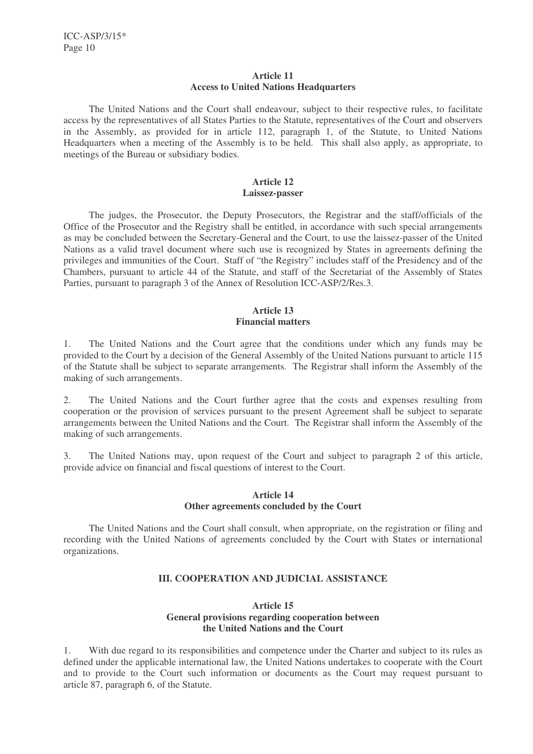### Article 11
### Access to United Nations Headquarters

The United Nations and the Court shall endeavour, subject to their respective rules, to facilitate access by the representatives of all States Parties to the Statute, representatives of the Court and observers in the Assembly, as provided for in article 112, paragraph 1, of the Statute, to United Nations Headquarters when a meeting of the Assembly is to be held. This shall also apply, as appropriate, to meetings of the Bureau or subsidiary bodies.

### Article 12
### Laissez-passer

The judges, the Prosecutor, the Deputy Prosecutors, the Registrar and the staff/officials of the Office of the Prosecutor and the Registry shall be entitled, in accordance with such special arrangements as may be concluded between the Secretary-General and the Court, to use the laissez-passer of the United Nations as a valid travel document where such use is recognized by States in agreements defining the privileges and immunities of the Court. Staff of "the Registry" includes staff of the Presidency and of the Chambers, pursuant to article 44 of the Statute, and staff of the Secretariat of the Assembly of States Parties, pursuant to paragraph 3 of the Annex of Resolution ICC-ASP/2/Res.3.

### Article 13
### Financial matters

1. The United Nations and the Court agree that the conditions under which any funds may be provided to the Court by a decision of the General Assembly of the United Nations pursuant to article 115 of the Statute shall be subject to separate arrangements. The Registrar shall inform the Assembly of the making of such arrangements.

2. The United Nations and the Court further agree that the costs and expenses resulting from cooperation or the provision of services pursuant to the present Agreement shall be subject to separate arrangements between the United Nations and the Court. The Registrar shall inform the Assembly of the making of such arrangements.

3. The United Nations may, upon request of the Court and subject to paragraph 2 of this article, provide advice on financial and fiscal questions of interest to the Court.

### Article 14
### Other agreements concluded by the Court

The United Nations and the Court shall consult, when appropriate, on the registration or filing and recording with the United Nations of agreements concluded by the Court with States or international organizations.

## III. COOPERATION AND JUDICIAL ASSISTANCE

### Article 15
### General provisions regarding cooperation between the United Nations and the Court

1. With due regard to its responsibilities and competence under the Charter and subject to its rules as defined under the applicable international law, the United Nations undertakes to cooperate with the Court and to provide to the Court such information or documents as the Court may request pursuant to article 87, paragraph 6, of the Statute.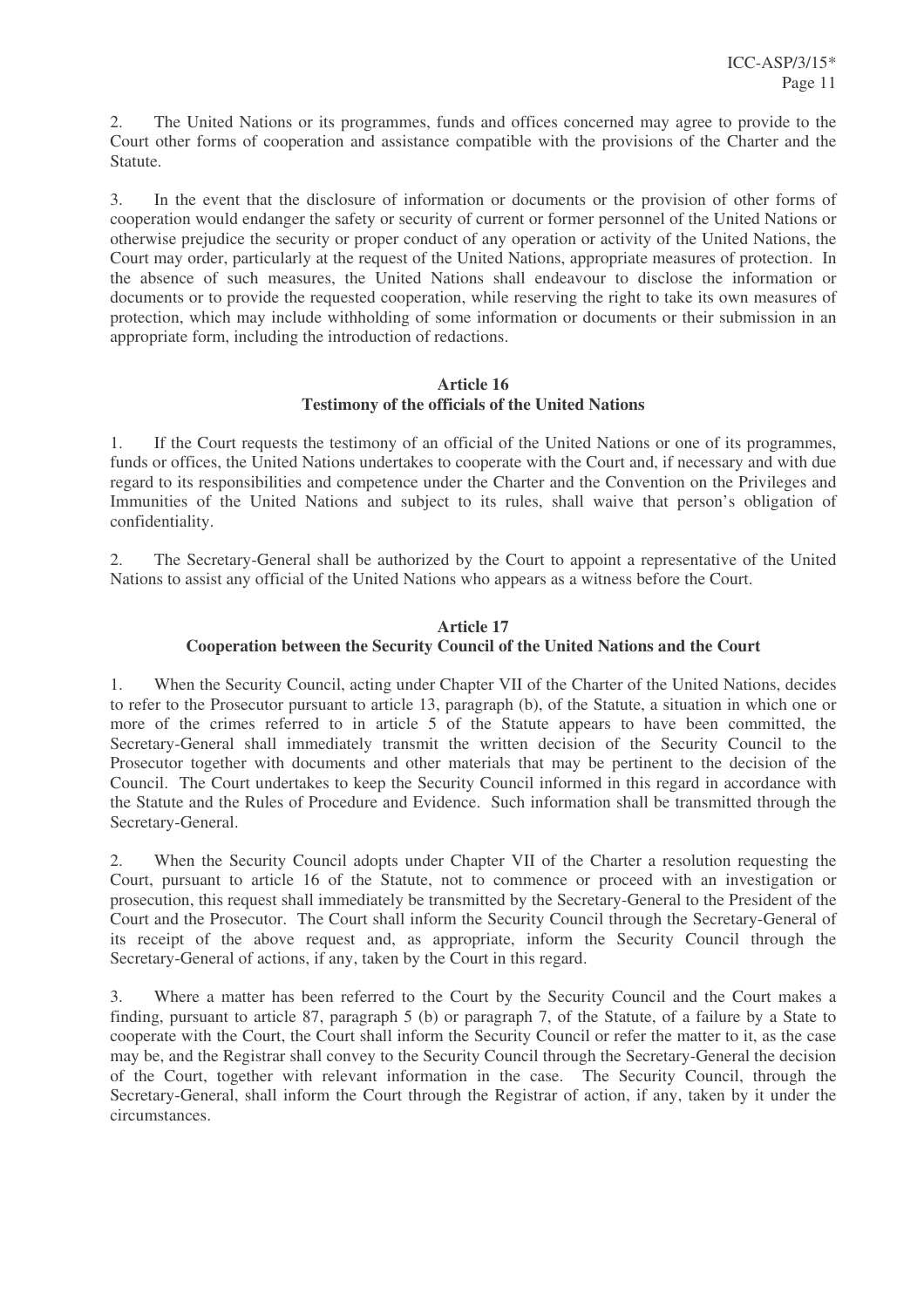2. The United Nations or its programmes, funds and offices concerned may agree to provide to the Court other forms of cooperation and assistance compatible with the provisions of the Charter and the Statute.

3. In the event that the disclosure of information or documents or the provision of other forms of cooperation would endanger the safety or security of current or former personnel of the United Nations or otherwise prejudice the security or proper conduct of any operation or activity of the United Nations, the Court may order, particularly at the request of the United Nations, appropriate measures of protection. In the absence of such measures, the United Nations shall endeavour to disclose the information or documents or to provide the requested cooperation, while reserving the right to take its own measures of protection, which may include withholding of some information or documents or their submission in an appropriate form, including the introduction of redactions.

**Article 16**
**Testimony of the officials of the United Nations**

1. If the Court requests the testimony of an official of the United Nations or one of its programmes, funds or offices, the United Nations undertakes to cooperate with the Court and, if necessary and with due regard to its responsibilities and competence under the Charter and the Convention on the Privileges and Immunities of the United Nations and subject to its rules, shall waive that person's obligation of confidentiality.

2. The Secretary-General shall be authorized by the Court to appoint a representative of the United Nations to assist any official of the United Nations who appears as a witness before the Court.

**Article 17**
**Cooperation between the Security Council of the United Nations and the Court**

1. When the Security Council, acting under Chapter VII of the Charter of the United Nations, decides to refer to the Prosecutor pursuant to article 13, paragraph (b), of the Statute, a situation in which one or more of the crimes referred to in article 5 of the Statute appears to have been committed, the Secretary-General shall immediately transmit the written decision of the Security Council to the Prosecutor together with documents and other materials that may be pertinent to the decision of the Council. The Court undertakes to keep the Security Council informed in this regard in accordance with the Statute and the Rules of Procedure and Evidence. Such information shall be transmitted through the Secretary-General.

2. When the Security Council adopts under Chapter VII of the Charter a resolution requesting the Court, pursuant to article 16 of the Statute, not to commence or proceed with an investigation or prosecution, this request shall immediately be transmitted by the Secretary-General to the President of the Court and the Prosecutor. The Court shall inform the Security Council through the Secretary-General of its receipt of the above request and, as appropriate, inform the Security Council through the Secretary-General of actions, if any, taken by the Court in this regard.

3. Where a matter has been referred to the Court by the Security Council and the Court makes a finding, pursuant to article 87, paragraph 5 (b) or paragraph 7, of the Statute, of a failure by a State to cooperate with the Court, the Court shall inform the Security Council or refer the matter to it, as the case may be, and the Registrar shall convey to the Security Council through the Secretary-General the decision of the Court, together with relevant information in the case. The Security Council, through the Secretary-General, shall inform the Court through the Registrar of action, if any, taken by it under the circumstances.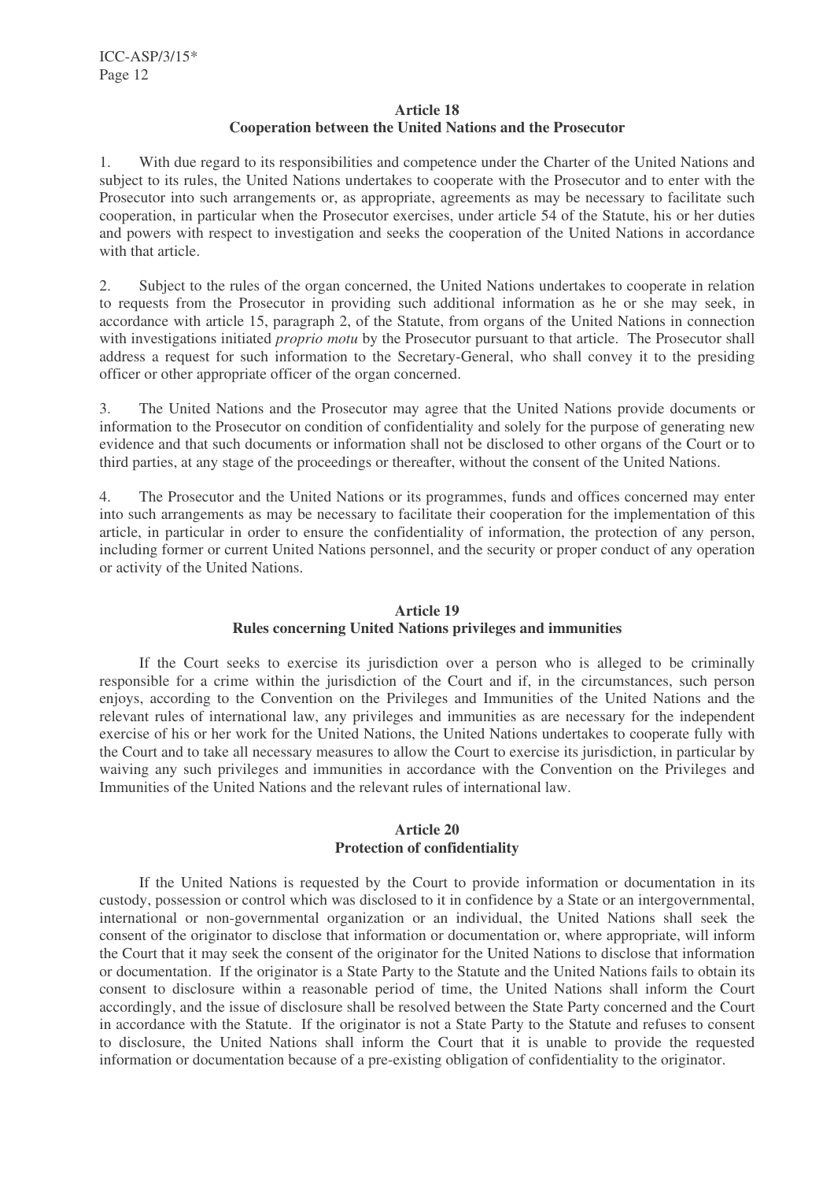### Article 18
### Cooperation between the United Nations and the Prosecutor

1. With due regard to its responsibilities and competence under the Charter of the United Nations and subject to its rules, the United Nations undertakes to cooperate with the Prosecutor and to enter with the Prosecutor into such arrangements or, as appropriate, agreements as may be necessary to facilitate such cooperation, in particular when the Prosecutor exercises, under article 54 of the Statute, his or her duties and powers with respect to investigation and seeks the cooperation of the United Nations in accordance with that article.

2. Subject to the rules of the organ concerned, the United Nations undertakes to cooperate in relation to requests from the Prosecutor in providing such additional information as he or she may seek, in accordance with article 15, paragraph 2, of the Statute, from organs of the United Nations in connection with investigations initiated *proprio motu* by the Prosecutor pursuant to that article. The Prosecutor shall address a request for such information to the Secretary-General, who shall convey it to the presiding officer or other appropriate officer of the organ concerned.

3. The United Nations and the Prosecutor may agree that the United Nations provide documents or information to the Prosecutor on condition of confidentiality and solely for the purpose of generating new evidence and that such documents or information shall not be disclosed to other organs of the Court or to third parties, at any stage of the proceedings or thereafter, without the consent of the United Nations.

4. The Prosecutor and the United Nations or its programmes, funds and offices concerned may enter into such arrangements as may be necessary to facilitate their cooperation for the implementation of this article, in particular in order to ensure the confidentiality of information, the protection of any person, including former or current United Nations personnel, and the security or proper conduct of any operation or activity of the United Nations.

### Article 19
### Rules concerning United Nations privileges and immunities

If the Court seeks to exercise its jurisdiction over a person who is alleged to be criminally responsible for a crime within the jurisdiction of the Court and if, in the circumstances, such person enjoys, according to the Convention on the Privileges and Immunities of the United Nations and the relevant rules of international law, any privileges and immunities as are necessary for the independent exercise of his or her work for the United Nations, the United Nations undertakes to cooperate fully with the Court and to take all necessary measures to allow the Court to exercise its jurisdiction, in particular by waiving any such privileges and immunities in accordance with the Convention on the Privileges and Immunities of the United Nations and the relevant rules of international law.

### Article 20
### Protection of confidentiality

If the United Nations is requested by the Court to provide information or documentation in its custody, possession or control which was disclosed to it in confidence by a State or an intergovernmental, international or non-governmental organization or an individual, the United Nations shall seek the consent of the originator to disclose that information or documentation or, where appropriate, will inform the Court that it may seek the consent of the originator for the United Nations to disclose that information or documentation. If the originator is a State Party to the Statute and the United Nations fails to obtain its consent to disclosure within a reasonable period of time, the United Nations shall inform the Court accordingly, and the issue of disclosure shall be resolved between the State Party concerned and the Court in accordance with the Statute. If the originator is not a State Party to the Statute and refuses to consent to disclosure, the United Nations shall inform the Court that it is unable to provide the requested information or documentation because of a pre-existing obligation of confidentiality to the originator.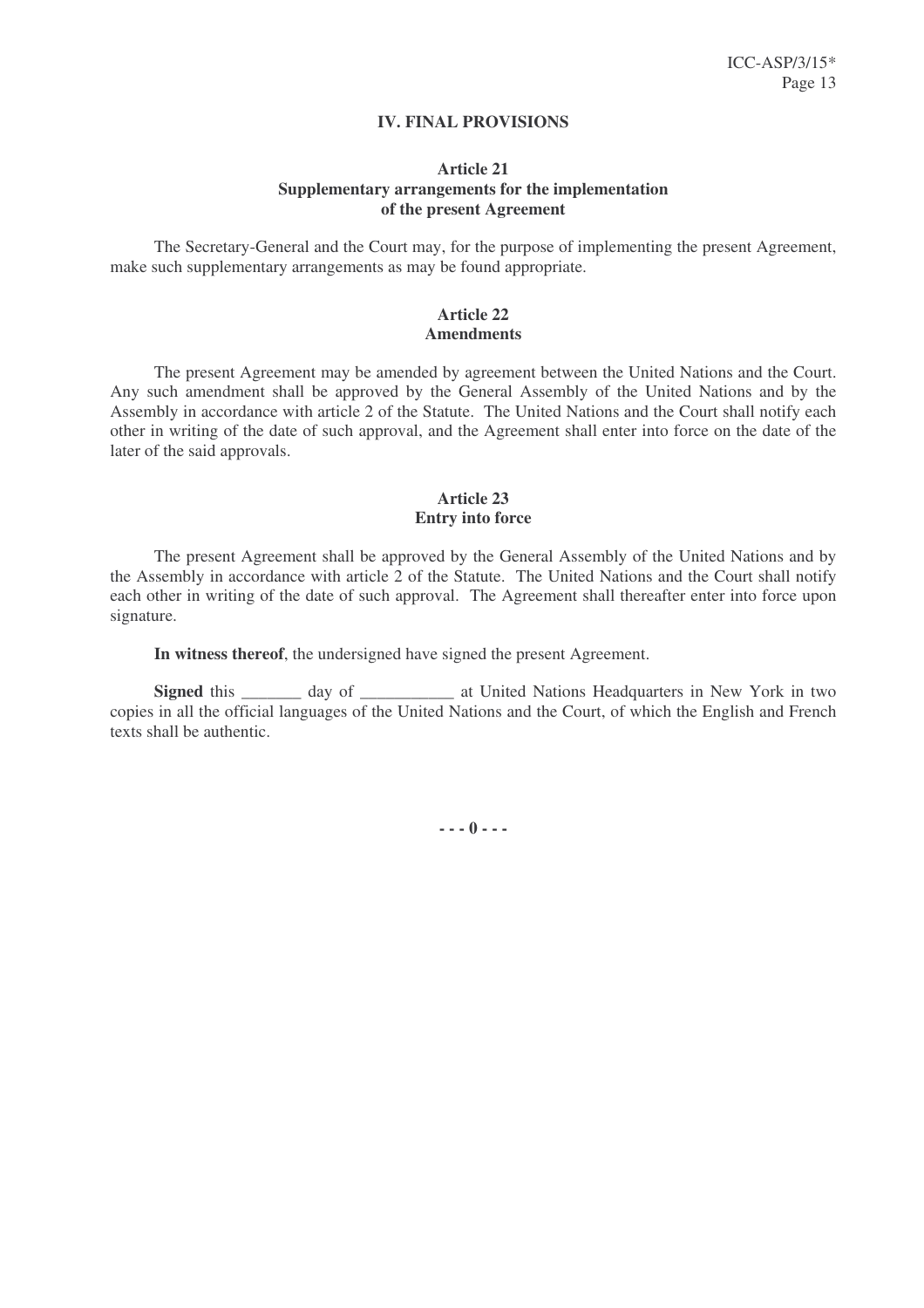## IV. FINAL PROVISIONS

### Article 21
### Supplementary arrangements for the implementation of the present Agreement

The Secretary-General and the Court may, for the purpose of implementing the present Agreement, make such supplementary arrangements as may be found appropriate.

### Article 22
### Amendments

The present Agreement may be amended by agreement between the United Nations and the Court. Any such amendment shall be approved by the General Assembly of the United Nations and by the Assembly in accordance with article 2 of the Statute. The United Nations and the Court shall notify each other in writing of the date of such approval, and the Agreement shall enter into force on the date of the later of the said approvals.

### Article 23
### Entry into force

The present Agreement shall be approved by the General Assembly of the United Nations and by the Assembly in accordance with article 2 of the Statute. The United Nations and the Court shall notify each other in writing of the date of such approval. The Agreement shall thereafter enter into force upon signature.

**In witness thereof**, the undersigned have signed the present Agreement.

**Signed** this _______ day of ___________ at United Nations Headquarters in New York in two copies in all the official languages of the United Nations and the Court, of which the English and French texts shall be authentic.

- - - 0 - - -